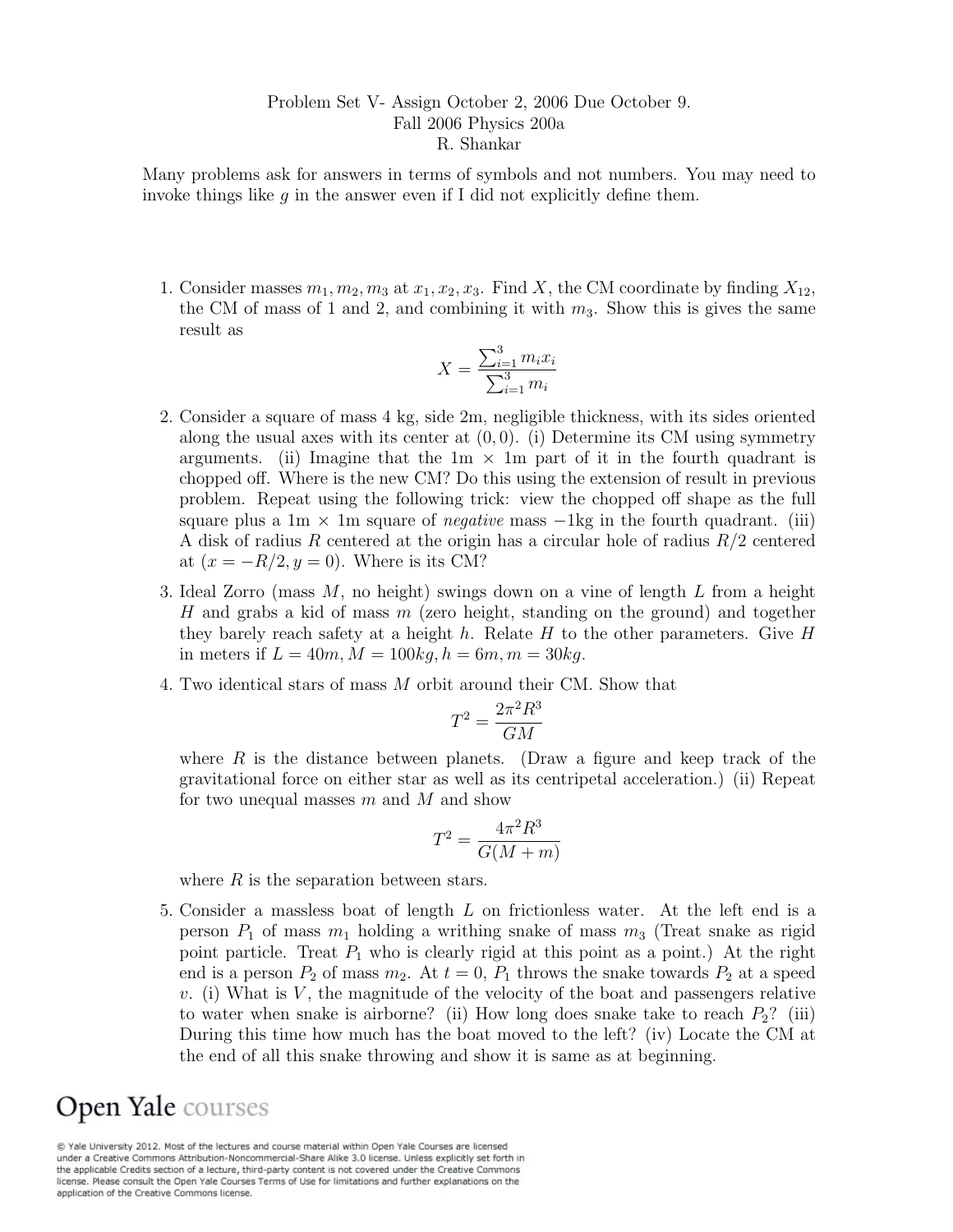Problem Set V- Assign October 2, 2006 Due October 9.
Fall 2006 Physics 200a
R. Shankar

Many problems ask for answers in terms of symbols and not numbers. You may need to invoke things like $g$ in the answer even if I did not explicitly define them.

1. Consider masses $m_1, m_2, m_3$ at $x_1, x_2, x_3$. Find $X$, the CM coordinate by finding $X_{12}$, the CM of mass of 1 and 2, and combining it with $m_3$. Show this is gives the same result as

$$X = \frac{\sum_{i=1}^{3} m_i x_i}{\sum_{i=1}^{3} m_i}$$

2. Consider a square of mass 4 kg, side 2m, negligible thickness, with its sides oriented along the usual axes with its center at $(0,0)$. (i) Determine its CM using symmetry arguments. (ii) Imagine that the 1m $\times$ 1m part of it in the fourth quadrant is chopped off. Where is the new CM? Do this using the extension of result in previous problem. Repeat using the following trick: view the chopped off shape as the full square plus a 1m $\times$ 1m square of *negative* mass $-1$kg in the fourth quadrant. (iii) A disk of radius $R$ centered at the origin has a circular hole of radius $R/2$ centered at $(x = -R/2, y = 0)$. Where is its CM?

3. Ideal Zorro (mass $M$, no height) swings down on a vine of length $L$ from a height $H$ and grabs a kid of mass $m$ (zero height, standing on the ground) and together they barely reach safety at a height $h$. Relate $H$ to the other parameters. Give $H$ in meters if $L = 40m, M = 100kg, h = 6m, m = 30kg$.

4. Two identical stars of mass $M$ orbit around their CM. Show that

$$T^2 = \frac{2\pi^2 R^3}{GM}$$

where $R$ is the distance between planets. (Draw a figure and keep track of the gravitational force on either star as well as its centripetal acceleration.) (ii) Repeat for two unequal masses $m$ and $M$ and show

$$T^2 = \frac{4\pi^2 R^3}{G(M+m)}$$

where $R$ is the separation between stars.

5. Consider a massless boat of length $L$ on frictionless water. At the left end is a person $P_1$ of mass $m_1$ holding a writhing snake of mass $m_3$ (Treat snake as rigid point particle. Treat $P_1$ who is clearly rigid at this point as a point.) At the right end is a person $P_2$ of mass $m_2$. At $t = 0$, $P_1$ throws the snake towards $P_2$ at a speed $v$. (i) What is $V$, the magnitude of the velocity of the boat and passengers relative to water when snake is airborne? (ii) How long does snake take to reach $P_2$? (iii) During this time how much has the boat moved to the left? (iv) Locate the CM at the end of all this snake throwing and show it is same as at beginning.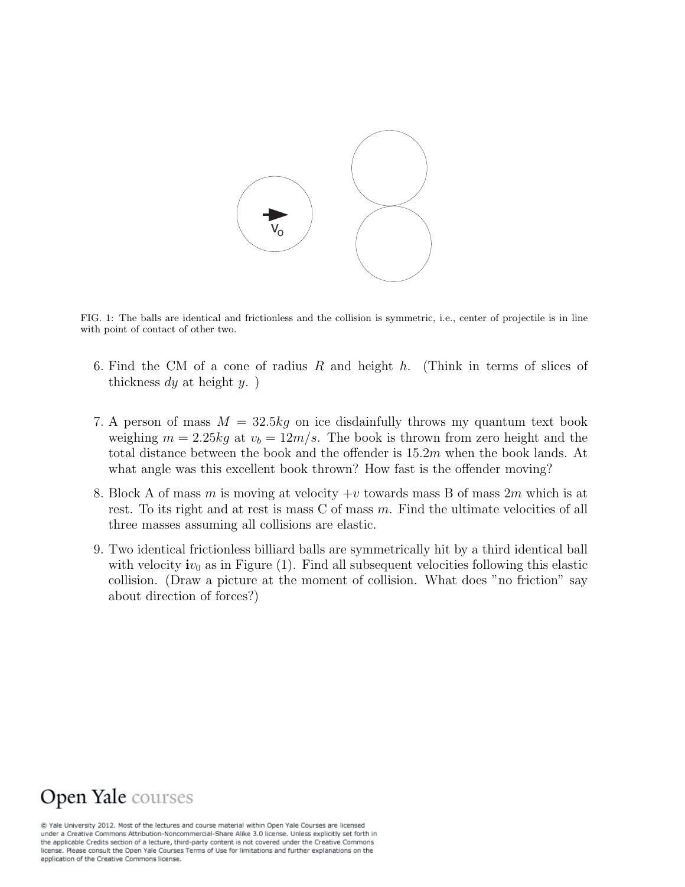$v_o$

FIG. 1: The balls are identical and frictionless and the collision is symmetric, i.e., center of projectile is in line with point of contact of other two.

6. Find the CM of a cone of radius $R$ and height $h$. (Think in terms of slices of thickness $dy$ at height $y$. )

7. A person of mass $M = 32.5kg$ on ice disdainfully throws my quantum text book weighing $m = 2.25kg$ at $v_b = 12m/s$. The book is thrown from zero height and the total distance between the book and the offender is $15.2m$ when the book lands. At what angle was this excellent book thrown? How fast is the offender moving?

8. Block A of mass $m$ is moving at velocity $+v$ towards mass B of mass $2m$ which is at rest. To its right and at rest is mass C of mass $m$. Find the ultimate velocities of all three masses assuming all collisions are elastic.

9. Two identical frictionless billiard balls are symmetrically hit by a third identical ball with velocity $\mathbf{i}v_0$ as in Figure (1). Find all subsequent velocities following this elastic collision. (Draw a picture at the moment of collision. What does "no friction" say about direction of forces?)

Open Yale courses

© Yale University 2012. Most of the lectures and course material within Open Yale Courses are licensed under a Creative Commons Attribution-Noncommercial-Share Alike 3.0 license. Unless explicitly set forth in the applicable Credits section of a lecture, third-party content is not covered under the Creative Commons license. Please consult the Open Yale Courses Terms of Use for limitations and further explanations on the application of the Creative Commons license.